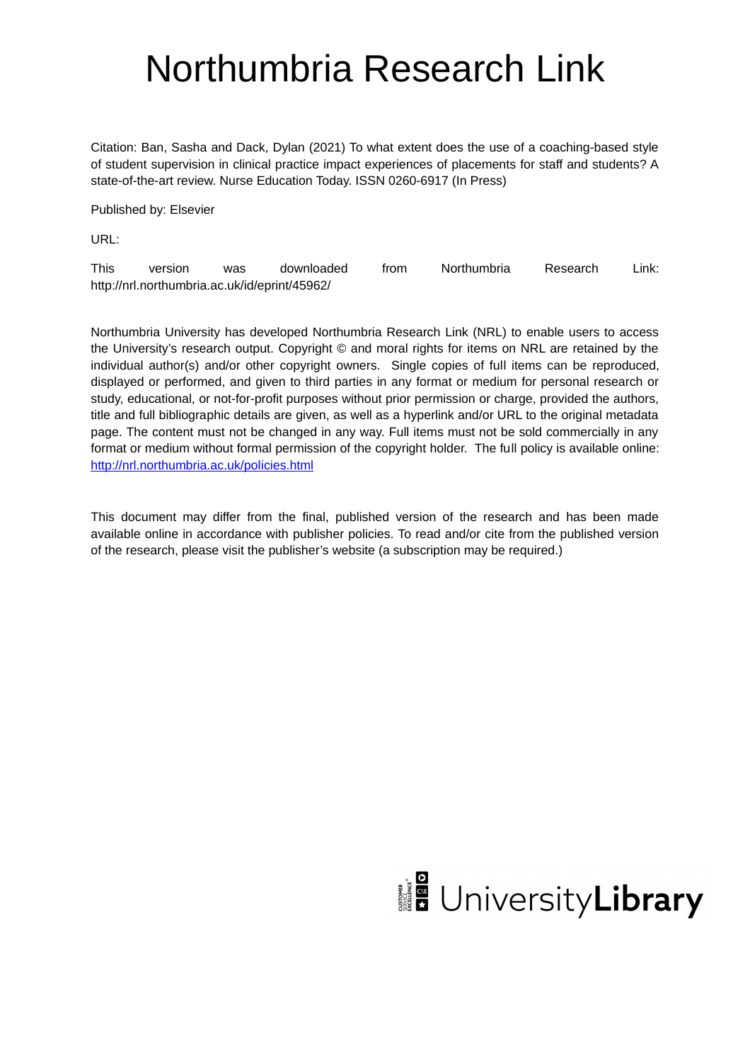# Northumbria Research Link

Citation: Ban, Sasha and Dack, Dylan (2021) To what extent does the use of a coaching-based style of student supervision in clinical practice impact experiences of placements for staff and students? A state-of-the-art review. Nurse Education Today. ISSN 0260-6917 (In Press)

Published by: Elsevier

URL:

This version was downloaded from Northumbria Research Link: http://nrl.northumbria.ac.uk/id/eprint/45962/

Northumbria University has developed Northumbria Research Link (NRL) to enable users to access the University's research output. Copyright © and moral rights for items on NRL are retained by the individual author(s) and/or other copyright owners. Single copies of full items can be reproduced, displayed or performed, and given to third parties in any format or medium for personal research or study, educational, or not-for-profit purposes without prior permission or charge, provided the authors, title and full bibliographic details are given, as well as a hyperlink and/or URL to the original metadata page. The content must not be changed in any way. Full items must not be sold commercially in any format or medium without formal permission of the copyright holder. The full policy is available online: [http://nrl.northumbria.ac.uk/policies.html](http://nrl.northumbria.ac.uk/policies.html)

This document may differ from the final, published version of the research and has been made available online in accordance with publisher policies. To read and/or cite from the published version of the research, please visit the publisher's website (a subscription may be required.)

UniversityLibrary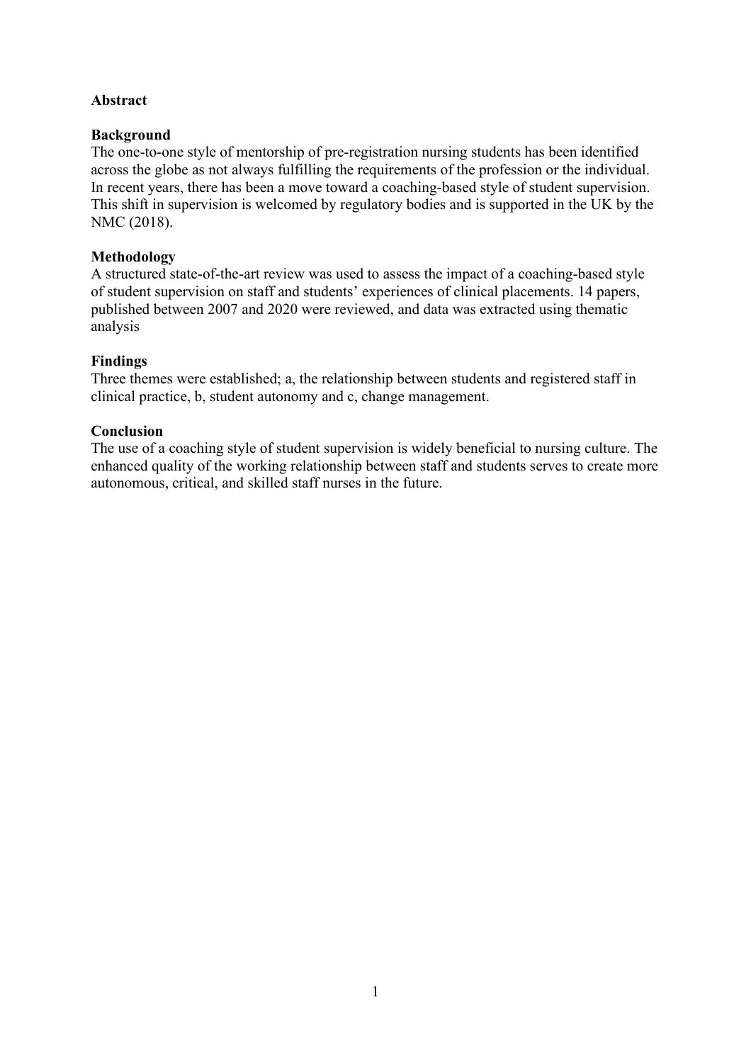# Abstract

## Background

The one-to-one style of mentorship of pre-registration nursing students has been identified across the globe as not always fulfilling the requirements of the profession or the individual. In recent years, there has been a move toward a coaching-based style of student supervision. This shift in supervision is welcomed by regulatory bodies and is supported in the UK by the NMC (2018).

## Methodology

A structured state-of-the-art review was used to assess the impact of a coaching-based style of student supervision on staff and students' experiences of clinical placements. 14 papers, published between 2007 and 2020 were reviewed, and data was extracted using thematic analysis

## Findings

Three themes were established; a, the relationship between students and registered staff in clinical practice, b, student autonomy and c, change management.

## Conclusion

The use of a coaching style of student supervision is widely beneficial to nursing culture. The enhanced quality of the working relationship between staff and students serves to create more autonomous, critical, and skilled staff nurses in the future.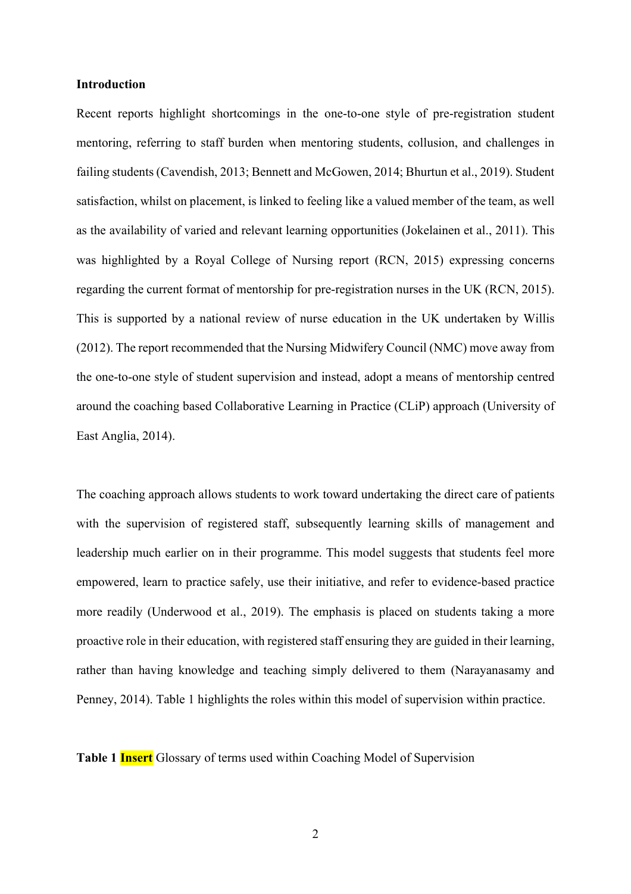**Introduction**

Recent reports highlight shortcomings in the one-to-one style of pre-registration student mentoring, referring to staff burden when mentoring students, collusion, and challenges in failing students (Cavendish, 2013; Bennett and McGowen, 2014; Bhurtun et al., 2019). Student satisfaction, whilst on placement, is linked to feeling like a valued member of the team, as well as the availability of varied and relevant learning opportunities (Jokelainen et al., 2011). This was highlighted by a Royal College of Nursing report (RCN, 2015) expressing concerns regarding the current format of mentorship for pre-registration nurses in the UK (RCN, 2015). This is supported by a national review of nurse education in the UK undertaken by Willis (2012). The report recommended that the Nursing Midwifery Council (NMC) move away from the one-to-one style of student supervision and instead, adopt a means of mentorship centred around the coaching based Collaborative Learning in Practice (CLiP) approach (University of East Anglia, 2014).

The coaching approach allows students to work toward undertaking the direct care of patients with the supervision of registered staff, subsequently learning skills of management and leadership much earlier on in their programme. This model suggests that students feel more empowered, learn to practice safely, use their initiative, and refer to evidence-based practice more readily (Underwood et al., 2019). The emphasis is placed on students taking a more proactive role in their education, with registered staff ensuring they are guided in their learning, rather than having knowledge and teaching simply delivered to them (Narayanasamy and Penney, 2014). Table 1 highlights the roles within this model of supervision within practice.

**Table 1** **Insert** Glossary of terms used within Coaching Model of Supervision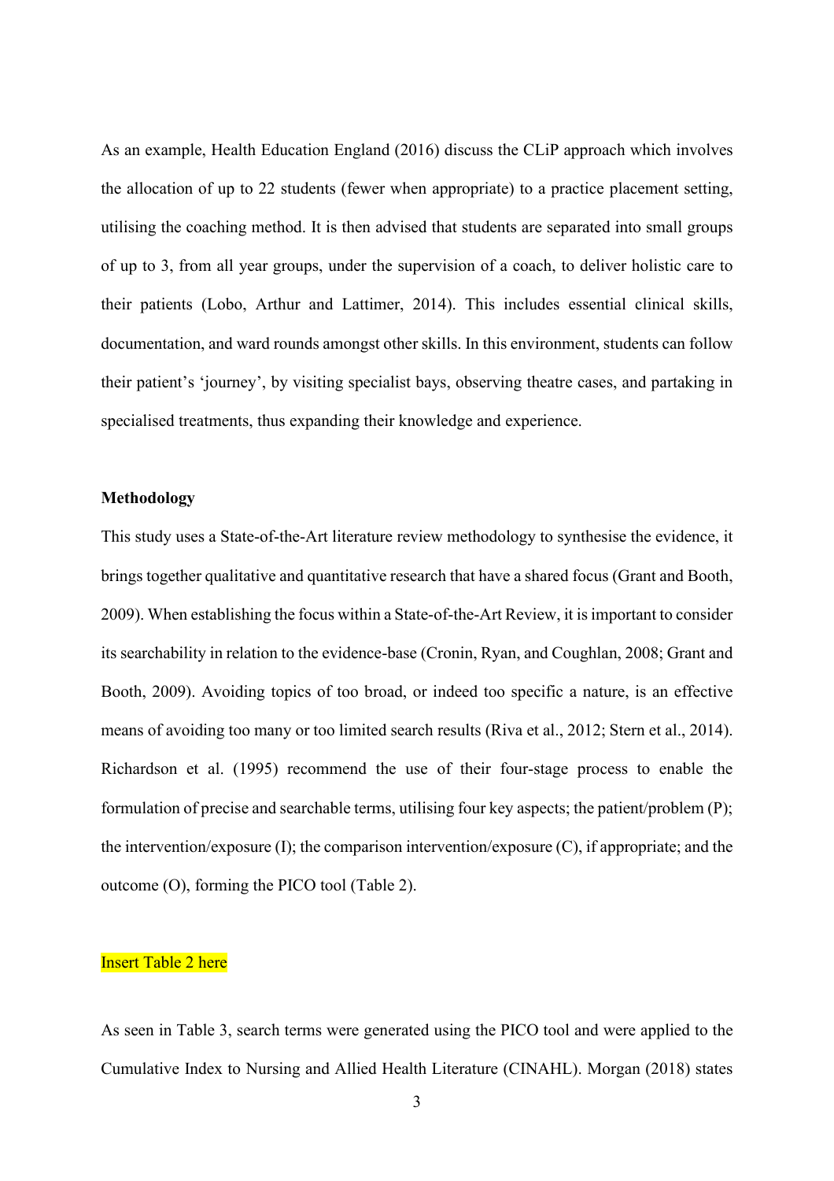As an example, Health Education England (2016) discuss the CLiP approach which involves the allocation of up to 22 students (fewer when appropriate) to a practice placement setting, utilising the coaching method. It is then advised that students are separated into small groups of up to 3, from all year groups, under the supervision of a coach, to deliver holistic care to their patients (Lobo, Arthur and Lattimer, 2014). This includes essential clinical skills, documentation, and ward rounds amongst other skills. In this environment, students can follow their patient's 'journey', by visiting specialist bays, observing theatre cases, and partaking in specialised treatments, thus expanding their knowledge and experience.

**Methodology**

This study uses a State-of-the-Art literature review methodology to synthesise the evidence, it brings together qualitative and quantitative research that have a shared focus (Grant and Booth, 2009). When establishing the focus within a State-of-the-Art Review, it is important to consider its searchability in relation to the evidence-base (Cronin, Ryan, and Coughlan, 2008; Grant and Booth, 2009). Avoiding topics of too broad, or indeed too specific a nature, is an effective means of avoiding too many or too limited search results (Riva et al., 2012; Stern et al., 2014). Richardson et al. (1995) recommend the use of their four-stage process to enable the formulation of precise and searchable terms, utilising four key aspects; the patient/problem (P); the intervention/exposure (I); the comparison intervention/exposure (C), if appropriate; and the outcome (O), forming the PICO tool (Table 2).

Insert Table 2 here

As seen in Table 3, search terms were generated using the PICO tool and were applied to the Cumulative Index to Nursing and Allied Health Literature (CINAHL). Morgan (2018) states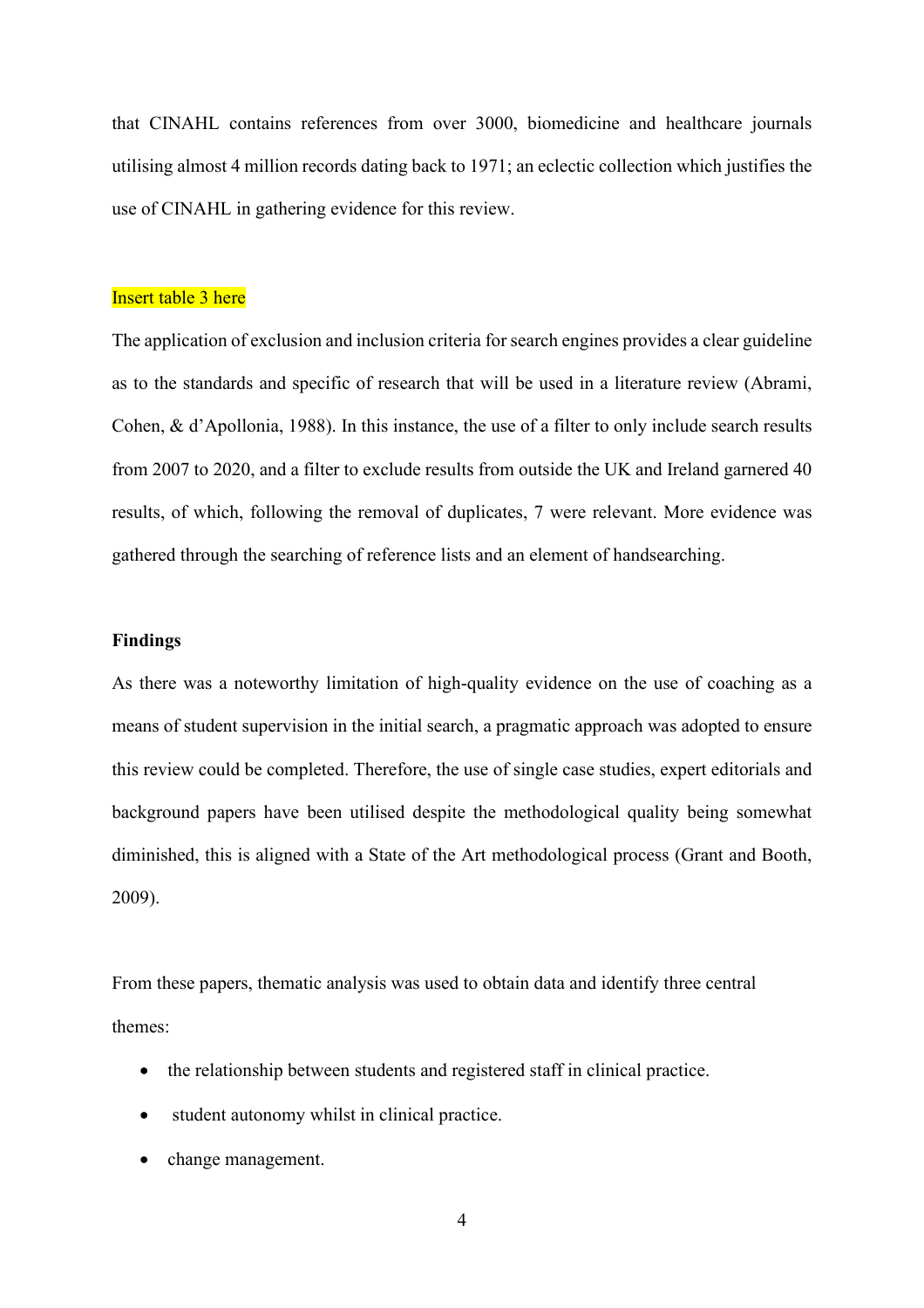that CINAHL contains references from over 3000, biomedicine and healthcare journals utilising almost 4 million records dating back to 1971; an eclectic collection which justifies the use of CINAHL in gathering evidence for this review.

Insert table 3 here

The application of exclusion and inclusion criteria for search engines provides a clear guideline as to the standards and specific of research that will be used in a literature review (Abrami, Cohen, & d'Apollonia, 1988). In this instance, the use of a filter to only include search results from 2007 to 2020, and a filter to exclude results from outside the UK and Ireland garnered 40 results, of which, following the removal of duplicates, 7 were relevant. More evidence was gathered through the searching of reference lists and an element of handsearching.

**Findings**

As there was a noteworthy limitation of high-quality evidence on the use of coaching as a means of student supervision in the initial search, a pragmatic approach was adopted to ensure this review could be completed. Therefore, the use of single case studies, expert editorials and background papers have been utilised despite the methodological quality being somewhat diminished, this is aligned with a State of the Art methodological process (Grant and Booth, 2009).

From these papers, thematic analysis was used to obtain data and identify three central themes:

- the relationship between students and registered staff in clinical practice.
- student autonomy whilst in clinical practice.
- change management.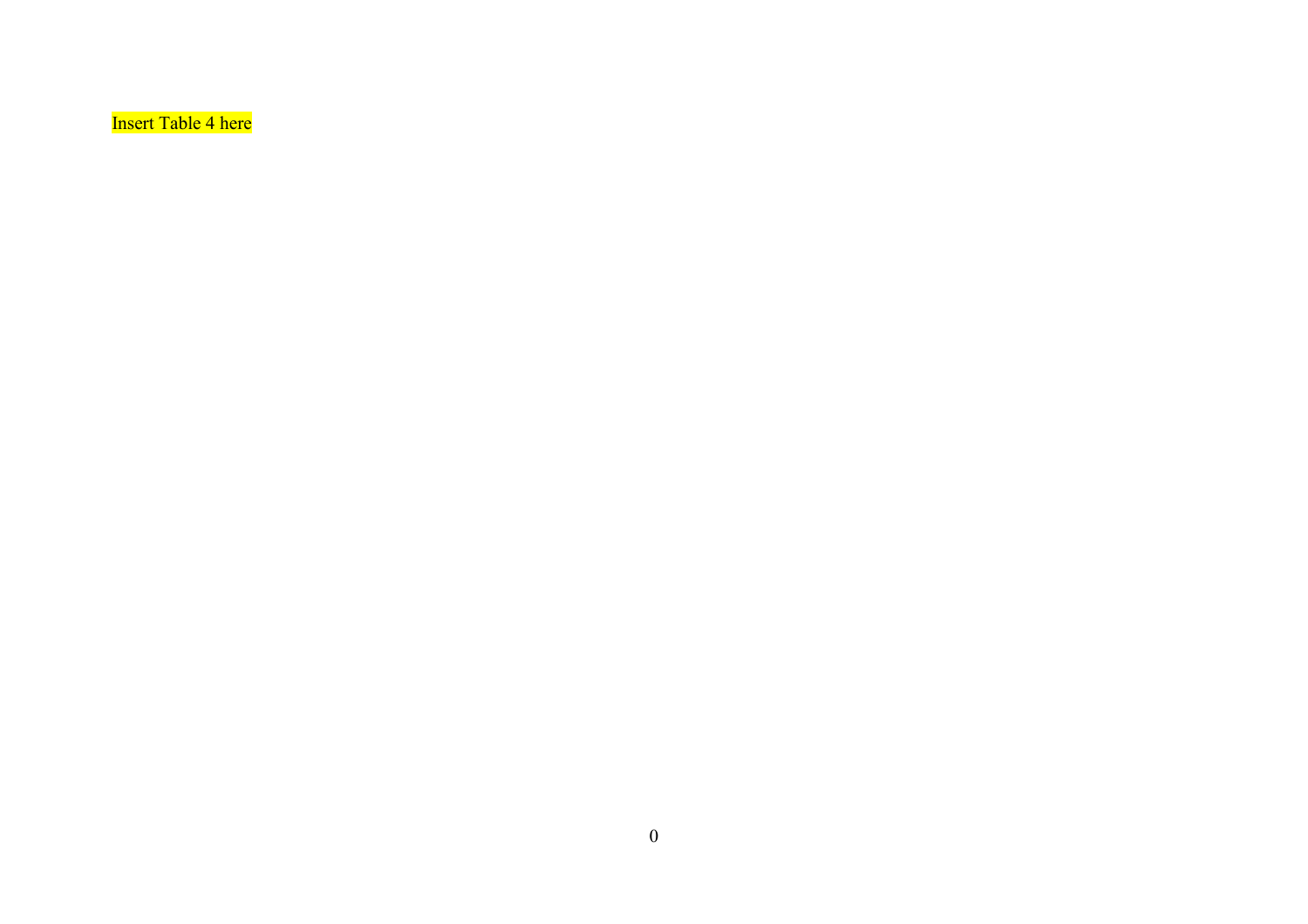Insert Table 4 here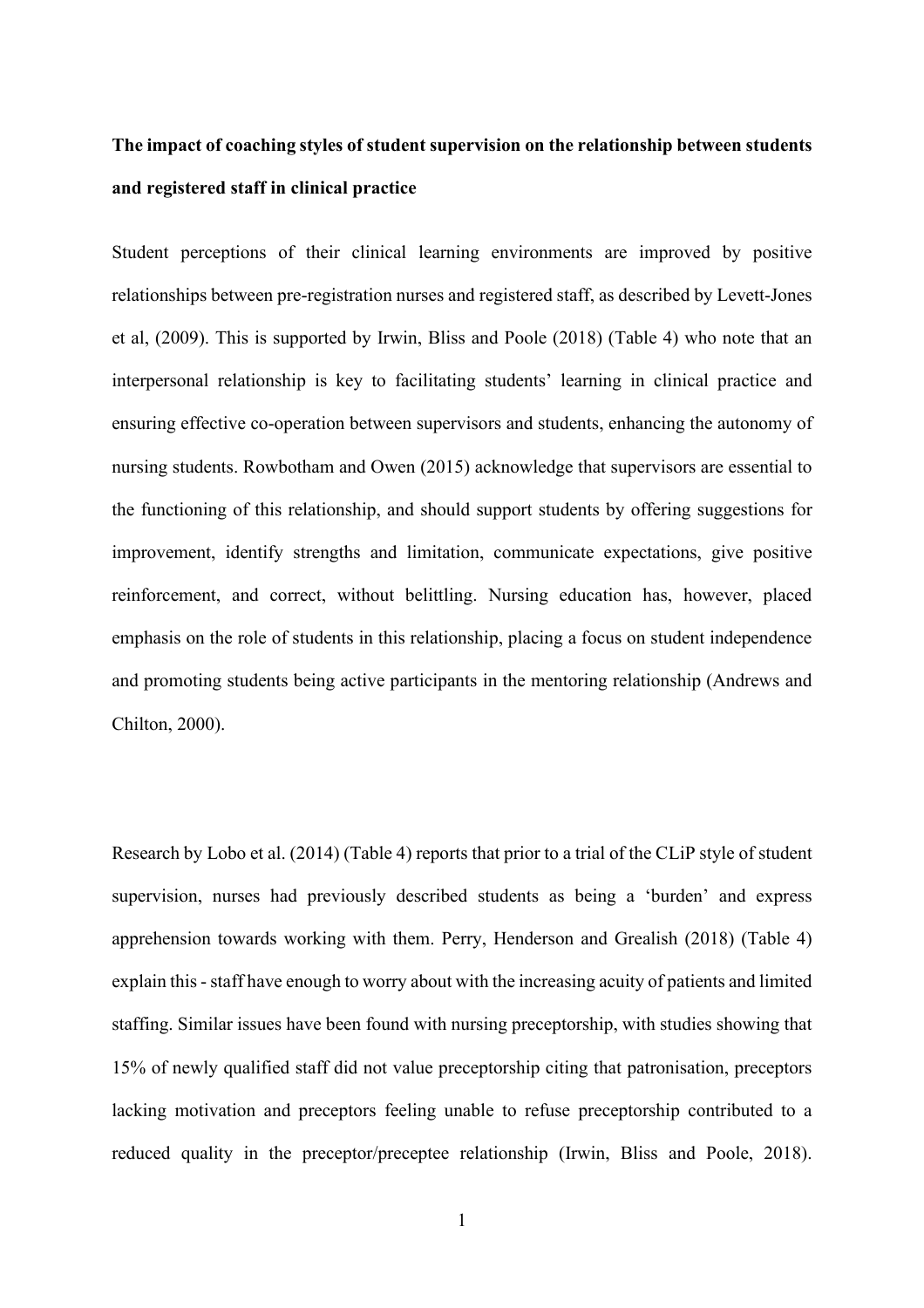**The impact of coaching styles of student supervision on the relationship between students and registered staff in clinical practice**

Student perceptions of their clinical learning environments are improved by positive relationships between pre-registration nurses and registered staff, as described by Levett-Jones et al, (2009). This is supported by Irwin, Bliss and Poole (2018) (Table 4) who note that an interpersonal relationship is key to facilitating students' learning in clinical practice and ensuring effective co-operation between supervisors and students, enhancing the autonomy of nursing students. Rowbotham and Owen (2015) acknowledge that supervisors are essential to the functioning of this relationship, and should support students by offering suggestions for improvement, identify strengths and limitation, communicate expectations, give positive reinforcement, and correct, without belittling. Nursing education has, however, placed emphasis on the role of students in this relationship, placing a focus on student independence and promoting students being active participants in the mentoring relationship (Andrews and Chilton, 2000).

Research by Lobo et al. (2014) (Table 4) reports that prior to a trial of the CLiP style of student supervision, nurses had previously described students as being a 'burden' and express apprehension towards working with them. Perry, Henderson and Grealish (2018) (Table 4) explain this - staff have enough to worry about with the increasing acuity of patients and limited staffing. Similar issues have been found with nursing preceptorship, with studies showing that 15% of newly qualified staff did not value preceptorship citing that patronisation, preceptors lacking motivation and preceptors feeling unable to refuse preceptorship contributed to a reduced quality in the preceptor/preceptee relationship (Irwin, Bliss and Poole, 2018).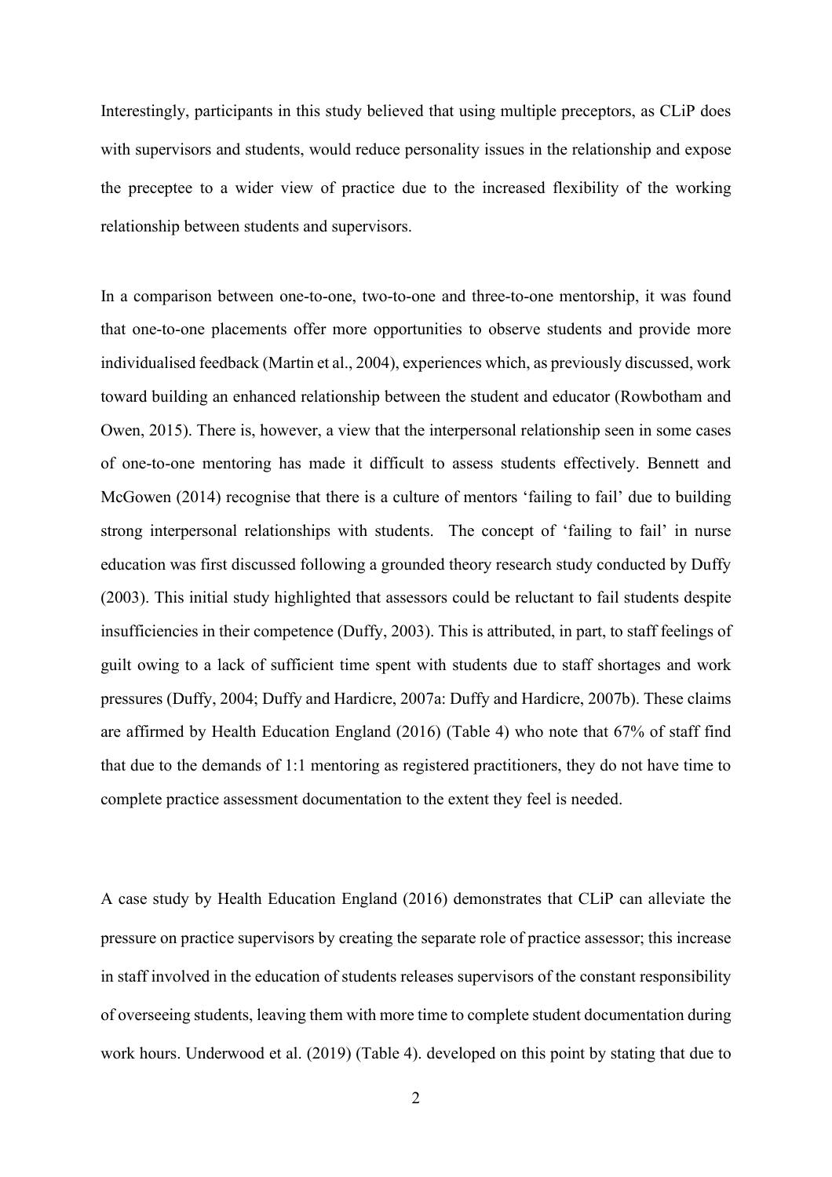Interestingly, participants in this study believed that using multiple preceptors, as CLiP does with supervisors and students, would reduce personality issues in the relationship and expose the preceptee to a wider view of practice due to the increased flexibility of the working relationship between students and supervisors.

In a comparison between one-to-one, two-to-one and three-to-one mentorship, it was found that one-to-one placements offer more opportunities to observe students and provide more individualised feedback (Martin et al., 2004), experiences which, as previously discussed, work toward building an enhanced relationship between the student and educator (Rowbotham and Owen, 2015). There is, however, a view that the interpersonal relationship seen in some cases of one-to-one mentoring has made it difficult to assess students effectively. Bennett and McGowen (2014) recognise that there is a culture of mentors 'failing to fail' due to building strong interpersonal relationships with students. The concept of 'failing to fail' in nurse education was first discussed following a grounded theory research study conducted by Duffy (2003). This initial study highlighted that assessors could be reluctant to fail students despite insufficiencies in their competence (Duffy, 2003). This is attributed, in part, to staff feelings of guilt owing to a lack of sufficient time spent with students due to staff shortages and work pressures (Duffy, 2004; Duffy and Hardicre, 2007a: Duffy and Hardicre, 2007b). These claims are affirmed by Health Education England (2016) (Table 4) who note that 67% of staff find that due to the demands of 1:1 mentoring as registered practitioners, they do not have time to complete practice assessment documentation to the extent they feel is needed.

A case study by Health Education England (2016) demonstrates that CLiP can alleviate the pressure on practice supervisors by creating the separate role of practice assessor; this increase in staff involved in the education of students releases supervisors of the constant responsibility of overseeing students, leaving them with more time to complete student documentation during work hours. Underwood et al. (2019) (Table 4). developed on this point by stating that due to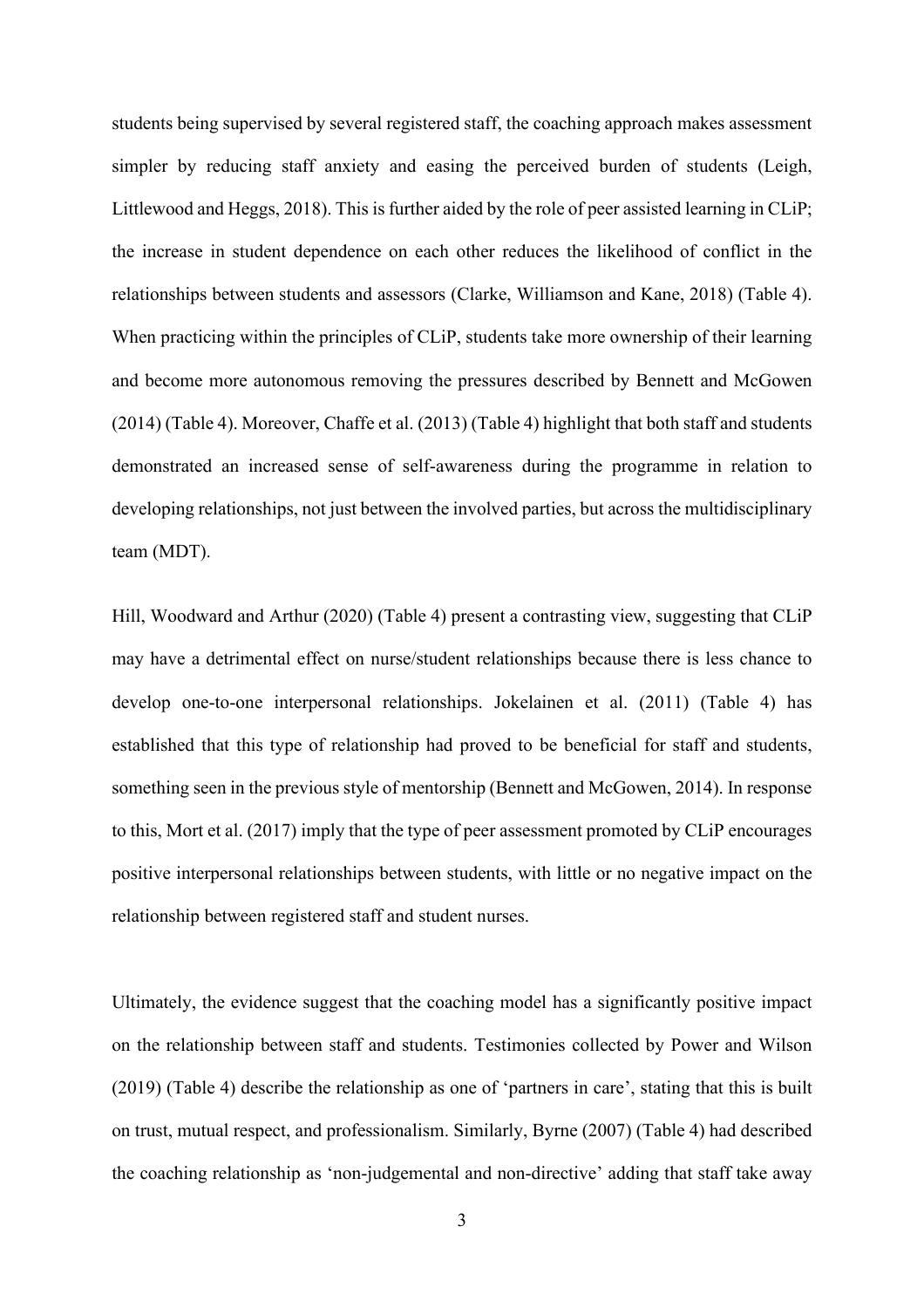students being supervised by several registered staff, the coaching approach makes assessment simpler by reducing staff anxiety and easing the perceived burden of students (Leigh, Littlewood and Heggs, 2018). This is further aided by the role of peer assisted learning in CLiP; the increase in student dependence on each other reduces the likelihood of conflict in the relationships between students and assessors (Clarke, Williamson and Kane, 2018) (Table 4). When practicing within the principles of CLiP, students take more ownership of their learning and become more autonomous removing the pressures described by Bennett and McGowen (2014) (Table 4). Moreover, Chaffe et al. (2013) (Table 4) highlight that both staff and students demonstrated an increased sense of self-awareness during the programme in relation to developing relationships, not just between the involved parties, but across the multidisciplinary team (MDT).

Hill, Woodward and Arthur (2020) (Table 4) present a contrasting view, suggesting that CLiP may have a detrimental effect on nurse/student relationships because there is less chance to develop one-to-one interpersonal relationships. Jokelainen et al. (2011) (Table 4) has established that this type of relationship had proved to be beneficial for staff and students, something seen in the previous style of mentorship (Bennett and McGowen, 2014). In response to this, Mort et al. (2017) imply that the type of peer assessment promoted by CLiP encourages positive interpersonal relationships between students, with little or no negative impact on the relationship between registered staff and student nurses.

Ultimately, the evidence suggest that the coaching model has a significantly positive impact on the relationship between staff and students. Testimonies collected by Power and Wilson (2019) (Table 4) describe the relationship as one of 'partners in care', stating that this is built on trust, mutual respect, and professionalism. Similarly, Byrne (2007) (Table 4) had described the coaching relationship as 'non-judgemental and non-directive' adding that staff take away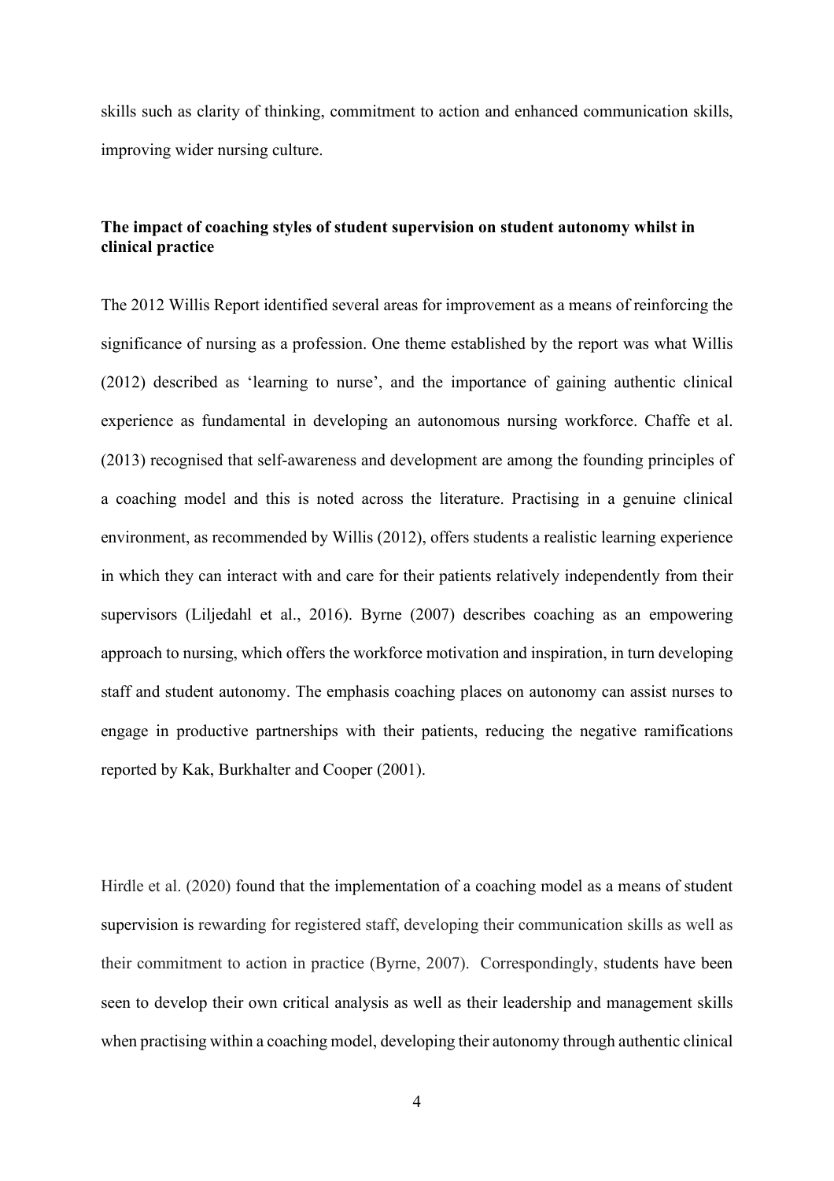skills such as clarity of thinking, commitment to action and enhanced communication skills, improving wider nursing culture.

**The impact of coaching styles of student supervision on student autonomy whilst in clinical practice**

The 2012 Willis Report identified several areas for improvement as a means of reinforcing the significance of nursing as a profession. One theme established by the report was what Willis (2012) described as 'learning to nurse', and the importance of gaining authentic clinical experience as fundamental in developing an autonomous nursing workforce. Chaffe et al. (2013) recognised that self-awareness and development are among the founding principles of a coaching model and this is noted across the literature. Practising in a genuine clinical environment, as recommended by Willis (2012), offers students a realistic learning experience in which they can interact with and care for their patients relatively independently from their supervisors (Liljedahl et al., 2016). Byrne (2007) describes coaching as an empowering approach to nursing, which offers the workforce motivation and inspiration, in turn developing staff and student autonomy. The emphasis coaching places on autonomy can assist nurses to engage in productive partnerships with their patients, reducing the negative ramifications reported by Kak, Burkhalter and Cooper (2001).

Hirdle et al. (2020) found that the implementation of a coaching model as a means of student supervision is rewarding for registered staff, developing their communication skills as well as their commitment to action in practice (Byrne, 2007). Correspondingly, students have been seen to develop their own critical analysis as well as their leadership and management skills when practising within a coaching model, developing their autonomy through authentic clinical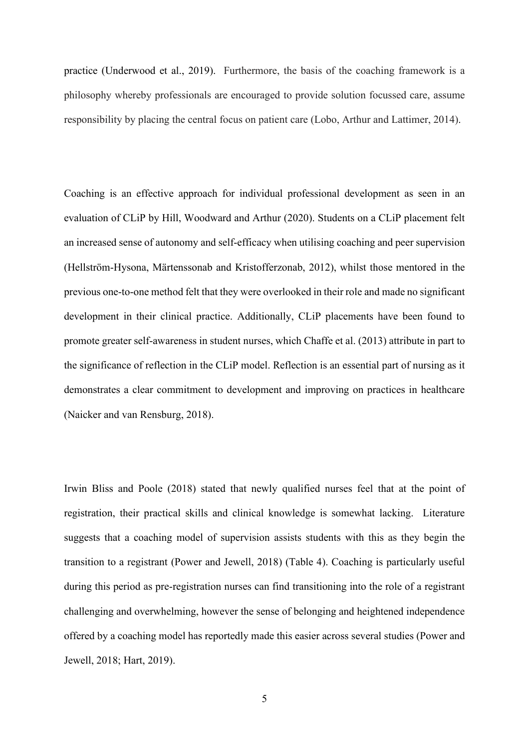practice (Underwood et al., 2019). Furthermore, the basis of the coaching framework is a philosophy whereby professionals are encouraged to provide solution focussed care, assume responsibility by placing the central focus on patient care (Lobo, Arthur and Lattimer, 2014).

Coaching is an effective approach for individual professional development as seen in an evaluation of CLiP by Hill, Woodward and Arthur (2020). Students on a CLiP placement felt an increased sense of autonomy and self-efficacy when utilising coaching and peer supervision (Hellström-Hysona, Märtenssonab and Kristofferzonab, 2012), whilst those mentored in the previous one-to-one method felt that they were overlooked in their role and made no significant development in their clinical practice. Additionally, CLiP placements have been found to promote greater self-awareness in student nurses, which Chaffe et al. (2013) attribute in part to the significance of reflection in the CLiP model. Reflection is an essential part of nursing as it demonstrates a clear commitment to development and improving on practices in healthcare (Naicker and van Rensburg, 2018).

Irwin Bliss and Poole (2018) stated that newly qualified nurses feel that at the point of registration, their practical skills and clinical knowledge is somewhat lacking. Literature suggests that a coaching model of supervision assists students with this as they begin the transition to a registrant (Power and Jewell, 2018) (Table 4). Coaching is particularly useful during this period as pre-registration nurses can find transitioning into the role of a registrant challenging and overwhelming, however the sense of belonging and heightened independence offered by a coaching model has reportedly made this easier across several studies (Power and Jewell, 2018; Hart, 2019).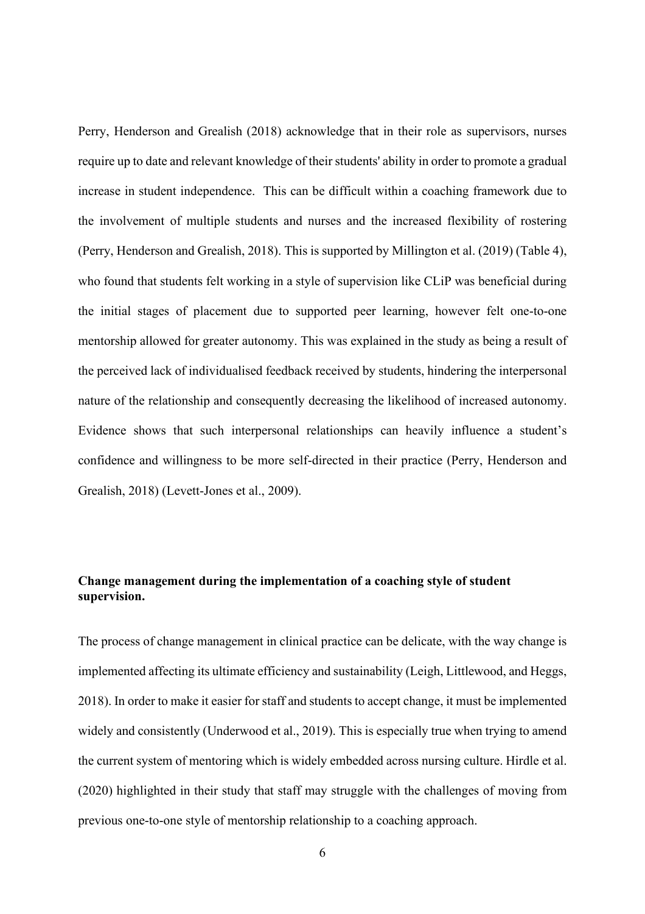Perry, Henderson and Grealish (2018) acknowledge that in their role as supervisors, nurses require up to date and relevant knowledge of their students' ability in order to promote a gradual increase in student independence. This can be difficult within a coaching framework due to the involvement of multiple students and nurses and the increased flexibility of rostering (Perry, Henderson and Grealish, 2018). This is supported by Millington et al. (2019) (Table 4), who found that students felt working in a style of supervision like CLiP was beneficial during the initial stages of placement due to supported peer learning, however felt one-to-one mentorship allowed for greater autonomy. This was explained in the study as being a result of the perceived lack of individualised feedback received by students, hindering the interpersonal nature of the relationship and consequently decreasing the likelihood of increased autonomy. Evidence shows that such interpersonal relationships can heavily influence a student's confidence and willingness to be more self-directed in their practice (Perry, Henderson and Grealish, 2018) (Levett-Jones et al., 2009).

**Change management during the implementation of a coaching style of student supervision.**

The process of change management in clinical practice can be delicate, with the way change is implemented affecting its ultimate efficiency and sustainability (Leigh, Littlewood, and Heggs, 2018). In order to make it easier for staff and students to accept change, it must be implemented widely and consistently (Underwood et al., 2019). This is especially true when trying to amend the current system of mentoring which is widely embedded across nursing culture. Hirdle et al. (2020) highlighted in their study that staff may struggle with the challenges of moving from previous one-to-one style of mentorship relationship to a coaching approach.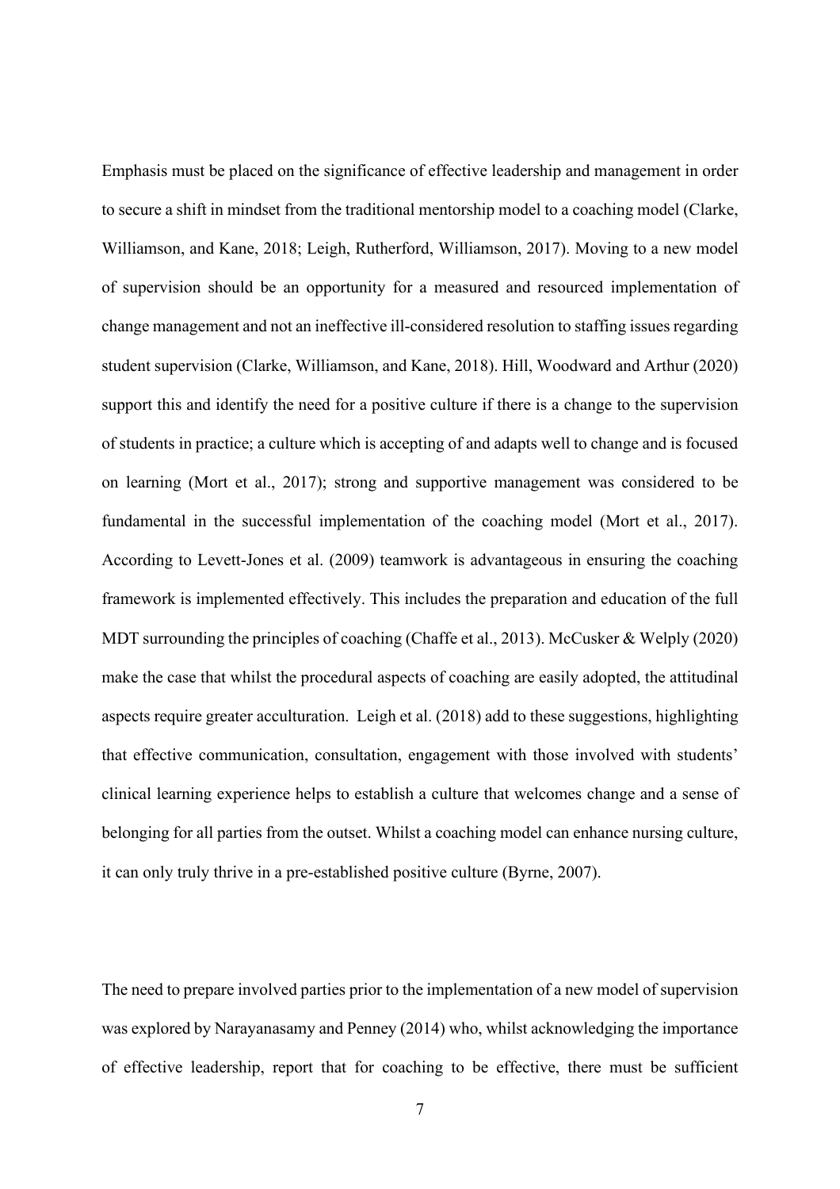Emphasis must be placed on the significance of effective leadership and management in order to secure a shift in mindset from the traditional mentorship model to a coaching model (Clarke, Williamson, and Kane, 2018; Leigh, Rutherford, Williamson, 2017). Moving to a new model of supervision should be an opportunity for a measured and resourced implementation of change management and not an ineffective ill-considered resolution to staffing issues regarding student supervision (Clarke, Williamson, and Kane, 2018). Hill, Woodward and Arthur (2020) support this and identify the need for a positive culture if there is a change to the supervision of students in practice; a culture which is accepting of and adapts well to change and is focused on learning (Mort et al., 2017); strong and supportive management was considered to be fundamental in the successful implementation of the coaching model (Mort et al., 2017). According to Levett-Jones et al. (2009) teamwork is advantageous in ensuring the coaching framework is implemented effectively. This includes the preparation and education of the full MDT surrounding the principles of coaching (Chaffe et al., 2013). McCusker & Welply (2020) make the case that whilst the procedural aspects of coaching are easily adopted, the attitudinal aspects require greater acculturation. Leigh et al. (2018) add to these suggestions, highlighting that effective communication, consultation, engagement with those involved with students' clinical learning experience helps to establish a culture that welcomes change and a sense of belonging for all parties from the outset. Whilst a coaching model can enhance nursing culture, it can only truly thrive in a pre-established positive culture (Byrne, 2007).

The need to prepare involved parties prior to the implementation of a new model of supervision was explored by Narayanasamy and Penney (2014) who, whilst acknowledging the importance of effective leadership, report that for coaching to be effective, there must be sufficient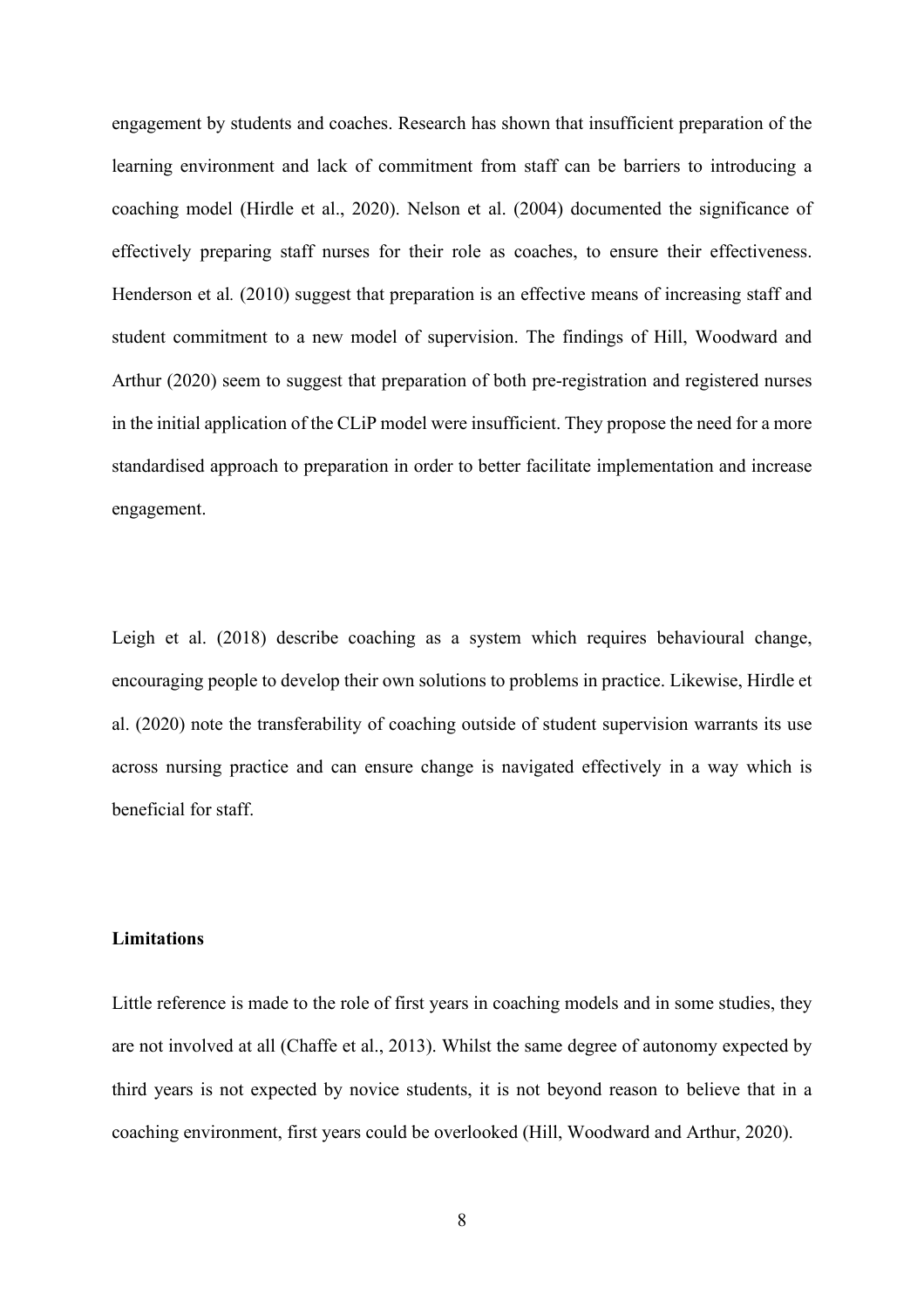engagement by students and coaches. Research has shown that insufficient preparation of the learning environment and lack of commitment from staff can be barriers to introducing a coaching model (Hirdle et al., 2020). Nelson et al. (2004) documented the significance of effectively preparing staff nurses for their role as coaches, to ensure their effectiveness. Henderson et al*.* (2010) suggest that preparation is an effective means of increasing staff and student commitment to a new model of supervision. The findings of Hill, Woodward and Arthur (2020) seem to suggest that preparation of both pre-registration and registered nurses in the initial application of the CLiP model were insufficient. They propose the need for a more standardised approach to preparation in order to better facilitate implementation and increase engagement.

Leigh et al. (2018) describe coaching as a system which requires behavioural change, encouraging people to develop their own solutions to problems in practice. Likewise, Hirdle et al. (2020) note the transferability of coaching outside of student supervision warrants its use across nursing practice and can ensure change is navigated effectively in a way which is beneficial for staff.

**Limitations**

Little reference is made to the role of first years in coaching models and in some studies, they are not involved at all (Chaffe et al., 2013). Whilst the same degree of autonomy expected by third years is not expected by novice students, it is not beyond reason to believe that in a coaching environment, first years could be overlooked (Hill, Woodward and Arthur, 2020).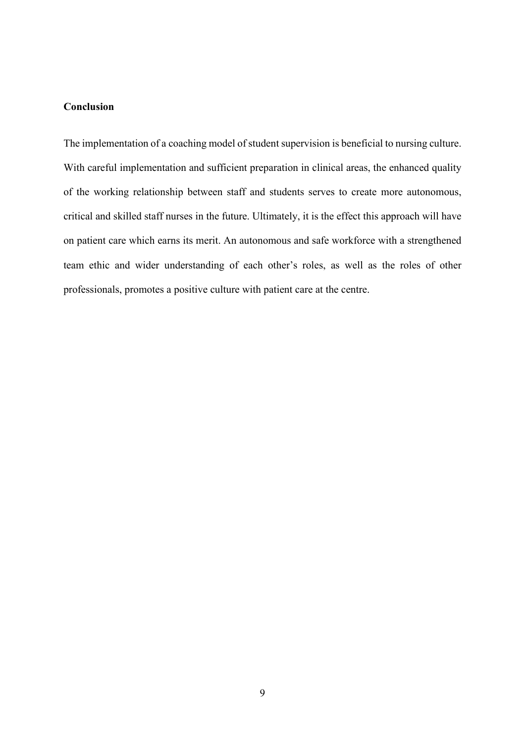## Conclusion

The implementation of a coaching model of student supervision is beneficial to nursing culture. With careful implementation and sufficient preparation in clinical areas, the enhanced quality of the working relationship between staff and students serves to create more autonomous, critical and skilled staff nurses in the future. Ultimately, it is the effect this approach will have on patient care which earns its merit. An autonomous and safe workforce with a strengthened team ethic and wider understanding of each other's roles, as well as the roles of other professionals, promotes a positive culture with patient care at the centre.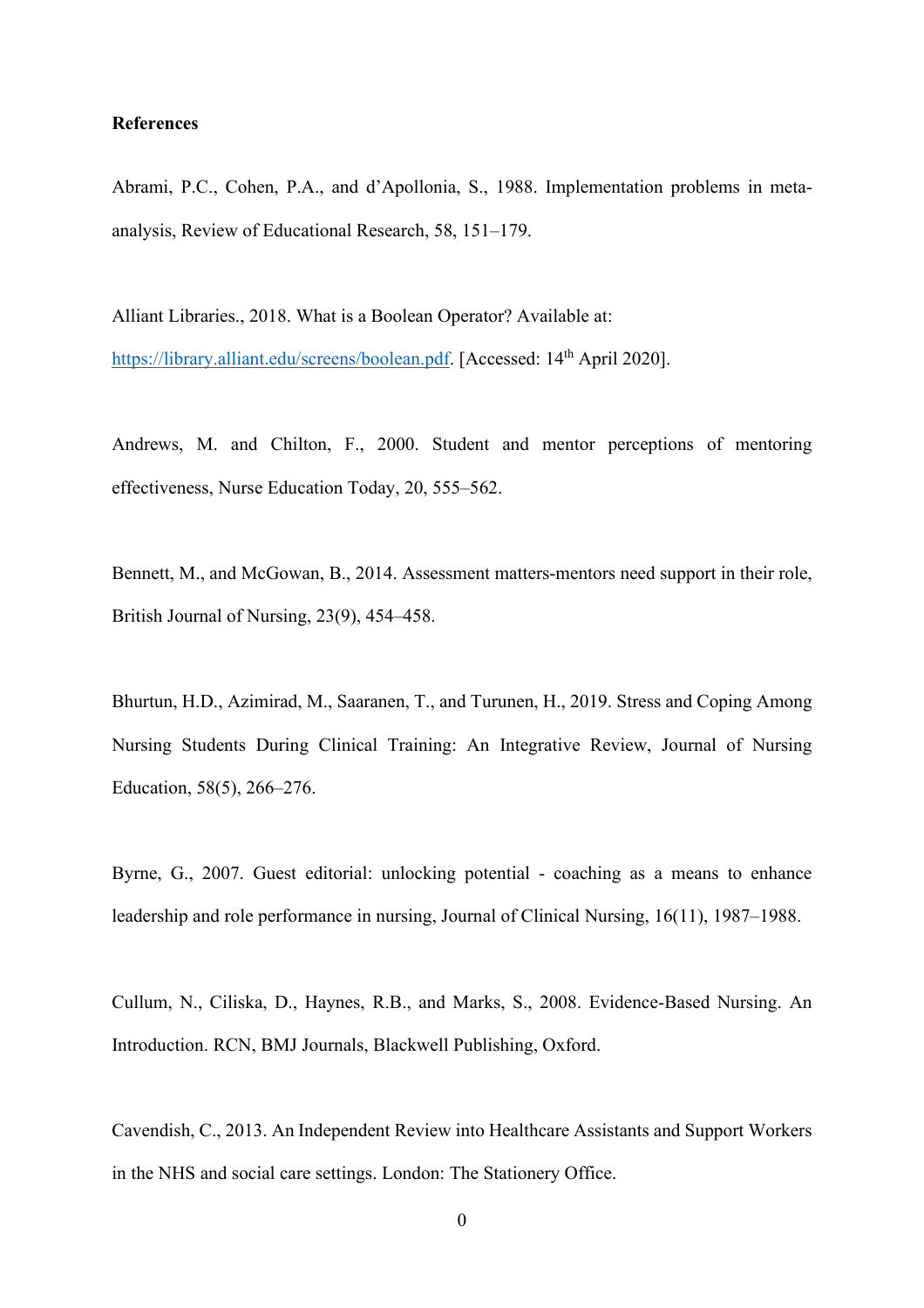**References**

Abrami, P.C., Cohen, P.A., and d'Apollonia, S., 1988. Implementation problems in meta-analysis, Review of Educational Research, 58, 151–179.

Alliant Libraries., 2018. What is a Boolean Operator? Available at: https://library.alliant.edu/screens/boolean.pdf. [Accessed: 14th April 2020].

Andrews, M. and Chilton, F., 2000. Student and mentor perceptions of mentoring effectiveness, Nurse Education Today, 20, 555–562.

Bennett, M., and McGowan, B., 2014. Assessment matters-mentors need support in their role, British Journal of Nursing, 23(9), 454–458.

Bhurtun, H.D., Azimirad, M., Saaranen, T., and Turunen, H., 2019. Stress and Coping Among Nursing Students During Clinical Training: An Integrative Review, Journal of Nursing Education, 58(5), 266–276.

Byrne, G., 2007. Guest editorial: unlocking potential - coaching as a means to enhance leadership and role performance in nursing, Journal of Clinical Nursing, 16(11), 1987–1988.

Cullum, N., Ciliska, D., Haynes, R.B., and Marks, S., 2008. Evidence-Based Nursing. An Introduction. RCN, BMJ Journals, Blackwell Publishing, Oxford.

Cavendish, C., 2013. An Independent Review into Healthcare Assistants and Support Workers in the NHS and social care settings. London: The Stationery Office.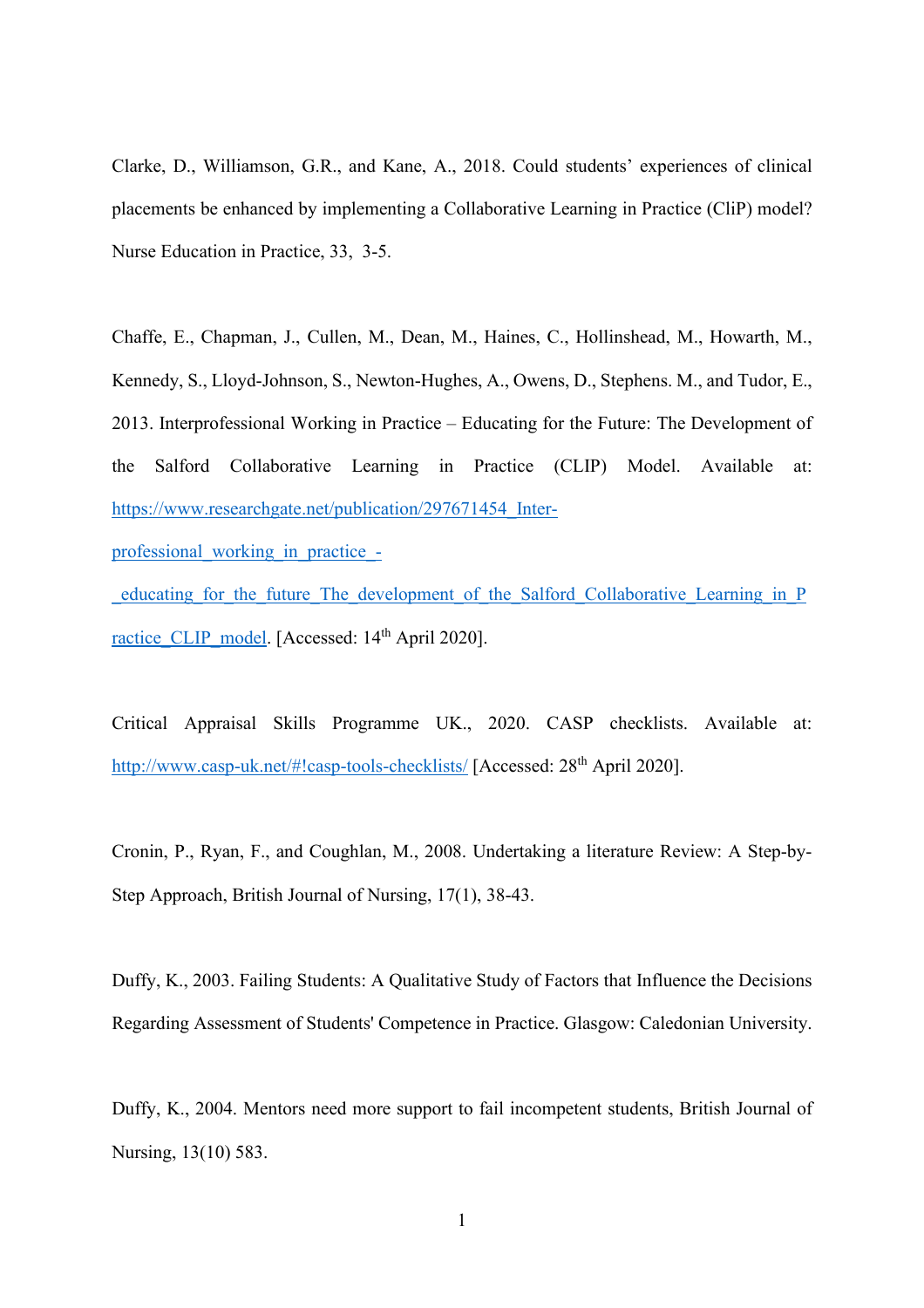Clarke, D., Williamson, G.R., and Kane, A., 2018. Could students' experiences of clinical placements be enhanced by implementing a Collaborative Learning in Practice (CliP) model? Nurse Education in Practice, 33, 3-5.

Chaffe, E., Chapman, J., Cullen, M., Dean, M., Haines, C., Hollinshead, M., Howarth, M., Kennedy, S., Lloyd-Johnson, S., Newton-Hughes, A., Owens, D., Stephens. M., and Tudor, E., 2013. Interprofessional Working in Practice – Educating for the Future: The Development of the Salford Collaborative Learning in Practice (CLIP) Model. Available at: https://www.researchgate.net/publication/297671454_Inter-professional_working_in_practice_-_educating_for_the_future_The_development_of_the_Salford_Collaborative_Learning_in_Practice_CLIP_model. [Accessed: 14th April 2020].

Critical Appraisal Skills Programme UK., 2020. CASP checklists. Available at: http://www.casp-uk.net/#!casp-tools-checklists/ [Accessed: 28th April 2020].

Cronin, P., Ryan, F., and Coughlan, M., 2008. Undertaking a literature Review: A Step-by-Step Approach, British Journal of Nursing, 17(1), 38-43.

Duffy, K., 2003. Failing Students: A Qualitative Study of Factors that Influence the Decisions Regarding Assessment of Students' Competence in Practice. Glasgow: Caledonian University.

Duffy, K., 2004. Mentors need more support to fail incompetent students, British Journal of Nursing, 13(10) 583.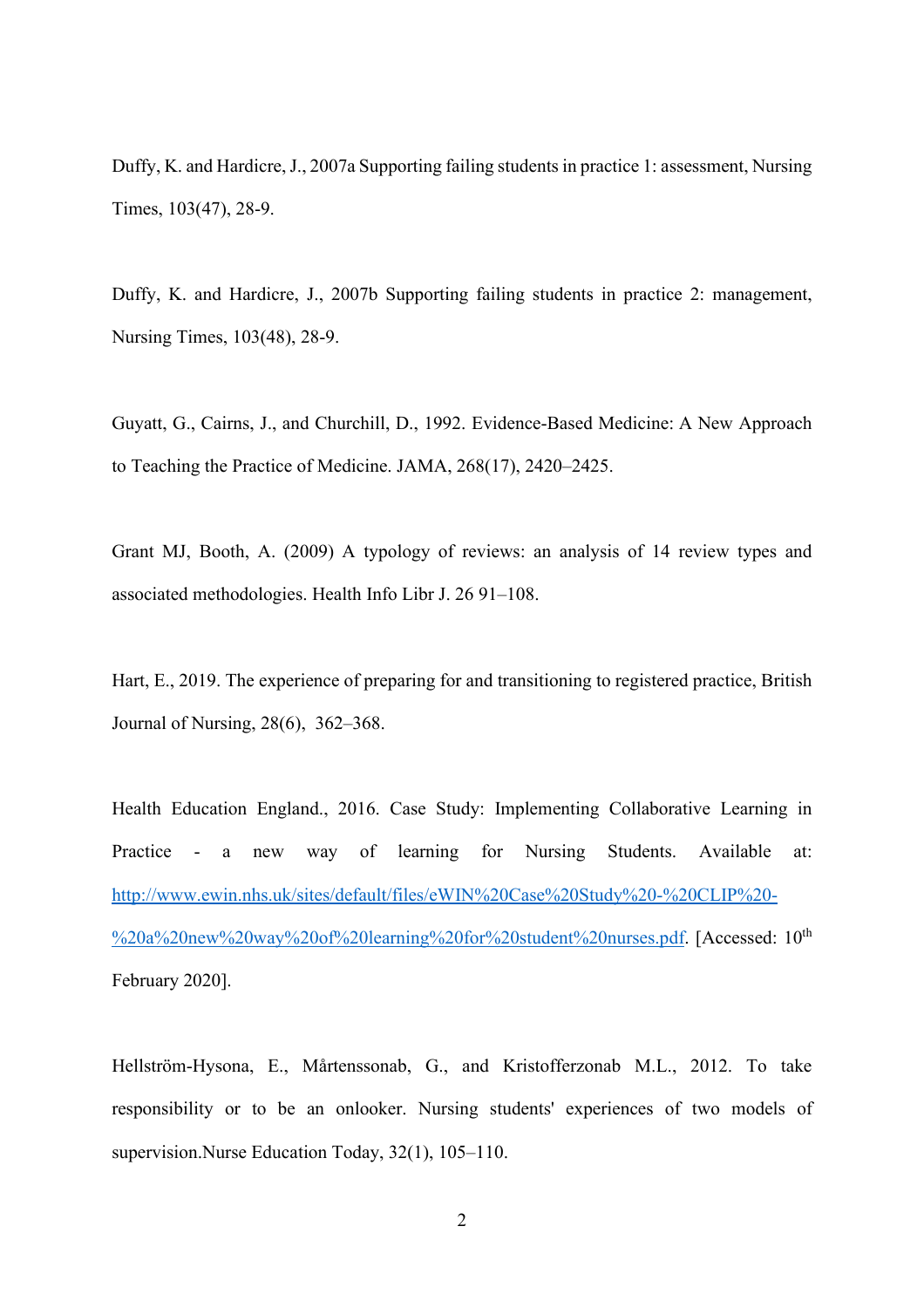Duffy, K. and Hardicre, J., 2007a Supporting failing students in practice 1: assessment, Nursing Times, 103(47), 28-9.

Duffy, K. and Hardicre, J., 2007b Supporting failing students in practice 2: management, Nursing Times, 103(48), 28-9.

Guyatt, G., Cairns, J., and Churchill, D., 1992. Evidence-Based Medicine: A New Approach to Teaching the Practice of Medicine. JAMA, 268(17), 2420–2425.

Grant MJ, Booth, A. (2009) A typology of reviews: an analysis of 14 review types and associated methodologies. Health Info Libr J. 26 91–108.

Hart, E., 2019. The experience of preparing for and transitioning to registered practice, British Journal of Nursing, 28(6), 362–368.

Health Education England., 2016. Case Study: Implementing Collaborative Learning in Practice - a new way of learning for Nursing Students. Available at: [http://www.ewin.nhs.uk/sites/default/files/eWIN%20Case%20Study%20-%20CLIP%20-%20a%20new%20way%20of%20learning%20for%20student%20nurses.pdf](http://www.ewin.nhs.uk/sites/default/files/eWIN%20Case%20Study%20-%20CLIP%20-%20a%20new%20way%20of%20learning%20for%20student%20nurses.pdf). [Accessed: 10th February 2020].

Hellström-Hysona, E., Mårtenssonab, G., and Kristofferzonab M.L., 2012. To take responsibility or to be an onlooker. Nursing students' experiences of two models of supervision.Nurse Education Today, 32(1), 105–110.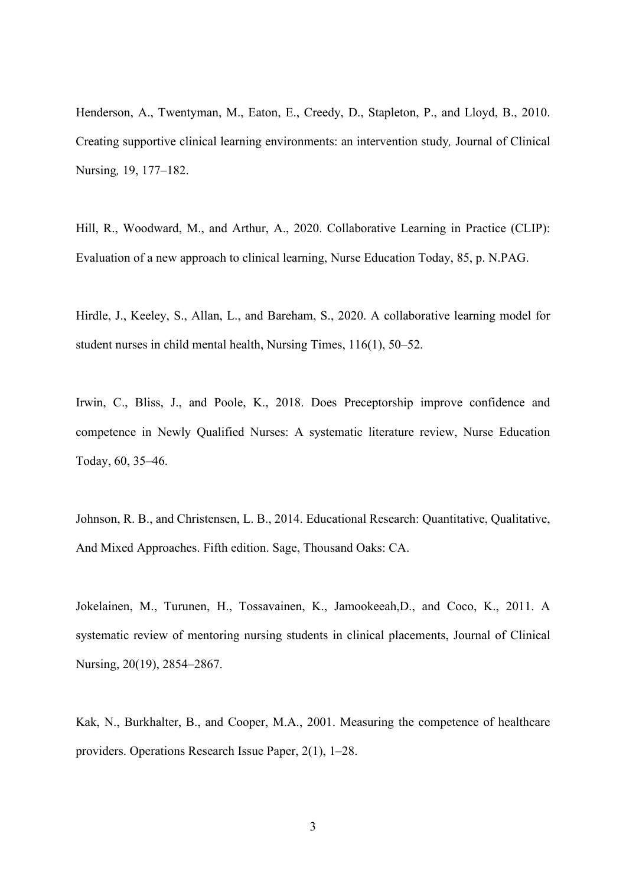Henderson, A., Twentyman, M., Eaton, E., Creedy, D., Stapleton, P., and Lloyd, B., 2010. Creating supportive clinical learning environments: an intervention study*,* Journal of Clinical Nursing*,* 19, 177–182.

Hill, R., Woodward, M., and Arthur, A., 2020. Collaborative Learning in Practice (CLIP): Evaluation of a new approach to clinical learning, Nurse Education Today, 85, p. N.PAG.

Hirdle, J., Keeley, S., Allan, L., and Bareham, S., 2020. A collaborative learning model for student nurses in child mental health, Nursing Times, 116(1), 50–52.

Irwin, C., Bliss, J., and Poole, K., 2018. Does Preceptorship improve confidence and competence in Newly Qualified Nurses: A systematic literature review, Nurse Education Today, 60, 35–46.

Johnson, R. B., and Christensen, L. B., 2014. Educational Research: Quantitative, Qualitative, And Mixed Approaches. Fifth edition. Sage, Thousand Oaks: CA.

Jokelainen, M., Turunen, H., Tossavainen, K., Jamookeeah,D., and Coco, K., 2011. A systematic review of mentoring nursing students in clinical placements, Journal of Clinical Nursing, 20(19), 2854–2867.

Kak, N., Burkhalter, B., and Cooper, M.A., 2001. Measuring the competence of healthcare providers. Operations Research Issue Paper, 2(1), 1–28.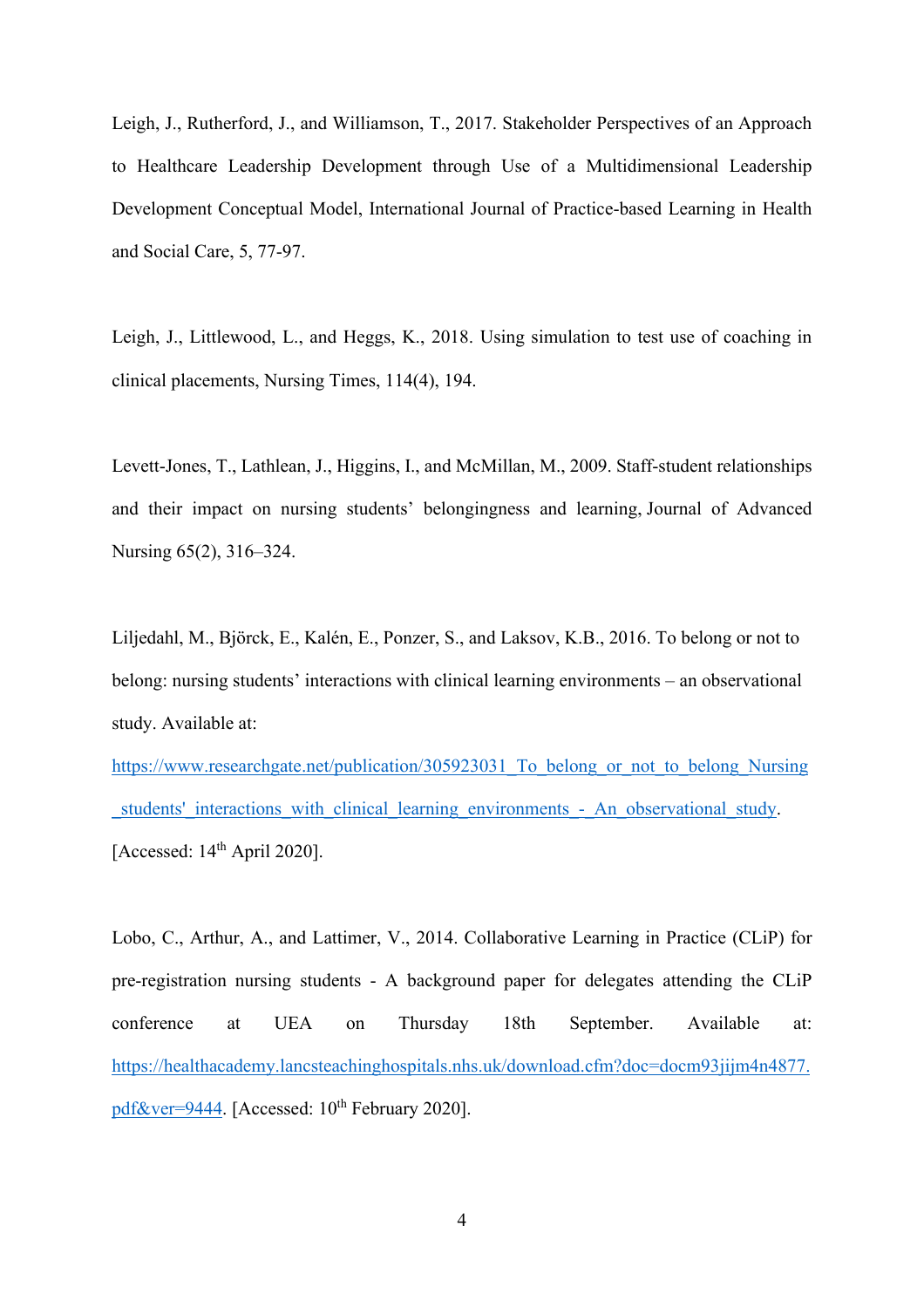Leigh, J., Rutherford, J., and Williamson, T., 2017. Stakeholder Perspectives of an Approach to Healthcare Leadership Development through Use of a Multidimensional Leadership Development Conceptual Model, International Journal of Practice-based Learning in Health and Social Care, 5, 77-97.

Leigh, J., Littlewood, L., and Heggs, K., 2018. Using simulation to test use of coaching in clinical placements, Nursing Times, 114(4), 194.

Levett-Jones, T., Lathlean, J., Higgins, I., and McMillan, M., 2009. Staff-student relationships and their impact on nursing students' belongingness and learning, Journal of Advanced Nursing 65(2), 316–324.

Liljedahl, M., Björck, E., Kalén, E., Ponzer, S., and Laksov, K.B., 2016. To belong or not to belong: nursing students' interactions with clinical learning environments – an observational study. Available at: [https://www.researchgate.net/publication/305923031_To_belong_or_not_to_belong_Nursing_students'_interactions_with_clinical_learning_environments_-_An_observational_study](https://www.researchgate.net/publication/305923031_To_belong_or_not_to_belong_Nursing_students'_interactions_with_clinical_learning_environments_-_An_observational_study). [Accessed: 14th April 2020].

Lobo, C., Arthur, A., and Lattimer, V., 2014. Collaborative Learning in Practice (CLiP) for pre-registration nursing students - A background paper for delegates attending the CLiP conference at UEA on Thursday 18th September. Available at: [https://healthacademy.lancsteachinghospitals.nhs.uk/download.cfm?doc=docm93jijm4n4877.pdf&ver=9444](https://healthacademy.lancsteachinghospitals.nhs.uk/download.cfm?doc=docm93jijm4n4877.pdf&ver=9444). [Accessed: 10th February 2020].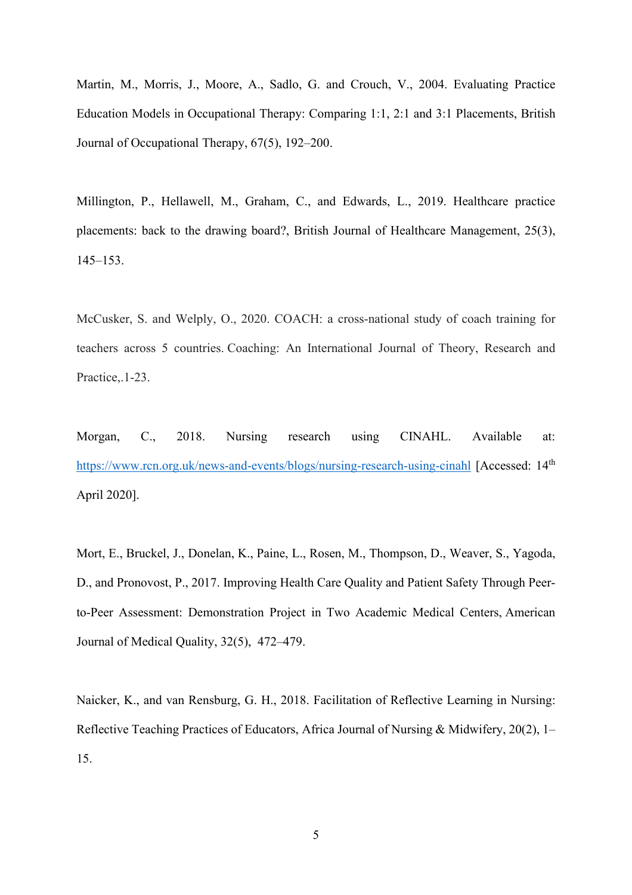Martin, M., Morris, J., Moore, A., Sadlo, G. and Crouch, V., 2004. Evaluating Practice Education Models in Occupational Therapy: Comparing 1:1, 2:1 and 3:1 Placements, British Journal of Occupational Therapy, 67(5), 192–200.

Millington, P., Hellawell, M., Graham, C., and Edwards, L., 2019. Healthcare practice placements: back to the drawing board?, British Journal of Healthcare Management, 25(3), 145–153.

McCusker, S. and Welply, O., 2020. COACH: a cross-national study of coach training for teachers across 5 countries. Coaching: An International Journal of Theory, Research and Practice,.1-23.

Morgan, C., 2018. Nursing research using CINAHL. Available at: https://www.rcn.org.uk/news-and-events/blogs/nursing-research-using-cinahl [Accessed: 14th April 2020].

Mort, E., Bruckel, J., Donelan, K., Paine, L., Rosen, M., Thompson, D., Weaver, S., Yagoda, D., and Pronovost, P., 2017. Improving Health Care Quality and Patient Safety Through Peer-to-Peer Assessment: Demonstration Project in Two Academic Medical Centers, American Journal of Medical Quality, 32(5), 472–479.

Naicker, K., and van Rensburg, G. H., 2018. Facilitation of Reflective Learning in Nursing: Reflective Teaching Practices of Educators, Africa Journal of Nursing & Midwifery, 20(2), 1–15.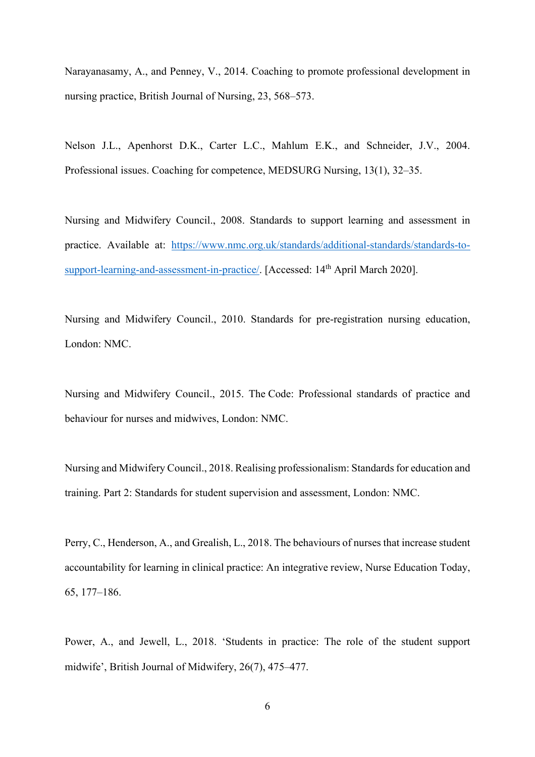Narayanasamy, A., and Penney, V., 2014. Coaching to promote professional development in nursing practice, British Journal of Nursing, 23, 568–573.

Nelson J.L., Apenhorst D.K., Carter L.C., Mahlum E.K., and Schneider, J.V., 2004. Professional issues. Coaching for competence, MEDSURG Nursing, 13(1), 32–35.

Nursing and Midwifery Council., 2008. Standards to support learning and assessment in practice. Available at: [https://www.nmc.org.uk/standards/additional-standards/standards-to-support-learning-and-assessment-in-practice/](https://www.nmc.org.uk/standards/additional-standards/standards-to-support-learning-and-assessment-in-practice/). [Accessed: 14th April March 2020].

Nursing and Midwifery Council., 2010. Standards for pre-registration nursing education, London: NMC.

Nursing and Midwifery Council., 2015. The Code: Professional standards of practice and behaviour for nurses and midwives, London: NMC.

Nursing and Midwifery Council., 2018. Realising professionalism: Standards for education and training. Part 2: Standards for student supervision and assessment, London: NMC.

Perry, C., Henderson, A., and Grealish, L., 2018. The behaviours of nurses that increase student accountability for learning in clinical practice: An integrative review, Nurse Education Today, 65, 177–186.

Power, A., and Jewell, L., 2018. 'Students in practice: The role of the student support midwife', British Journal of Midwifery, 26(7), 475–477.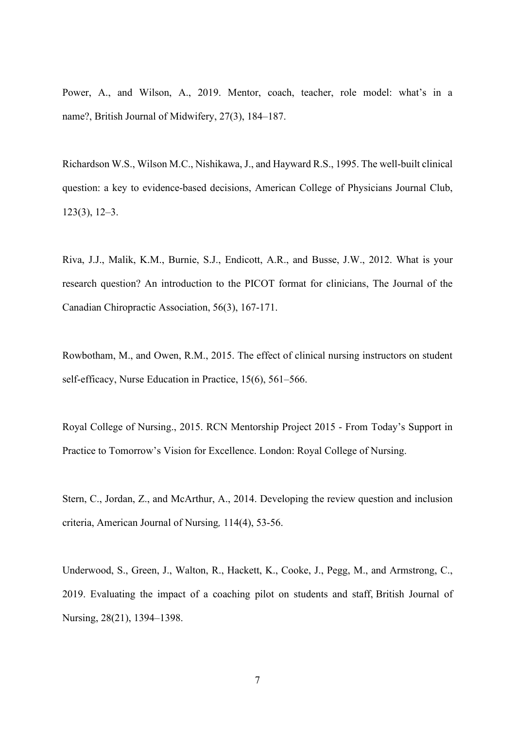Power, A., and Wilson, A., 2019. Mentor, coach, teacher, role model: what's in a name?, British Journal of Midwifery, 27(3), 184–187.

Richardson W.S., Wilson M.C., Nishikawa, J., and Hayward R.S., 1995. The well-built clinical question: a key to evidence-based decisions, American College of Physicians Journal Club, 123(3), 12–3.

Riva, J.J., Malik, K.M., Burnie, S.J., Endicott, A.R., and Busse, J.W., 2012. What is your research question? An introduction to the PICOT format for clinicians, The Journal of the Canadian Chiropractic Association, 56(3), 167-171.

Rowbotham, M., and Owen, R.M., 2015. The effect of clinical nursing instructors on student self-efficacy, Nurse Education in Practice, 15(6), 561–566.

Royal College of Nursing., 2015. RCN Mentorship Project 2015 - From Today's Support in Practice to Tomorrow's Vision for Excellence. London: Royal College of Nursing.

Stern, C., Jordan, Z., and McArthur, A., 2014. Developing the review question and inclusion criteria, American Journal of Nursing, 114(4), 53-56.

Underwood, S., Green, J., Walton, R., Hackett, K., Cooke, J., Pegg, M., and Armstrong, C., 2019. Evaluating the impact of a coaching pilot on students and staff, British Journal of Nursing, 28(21), 1394–1398.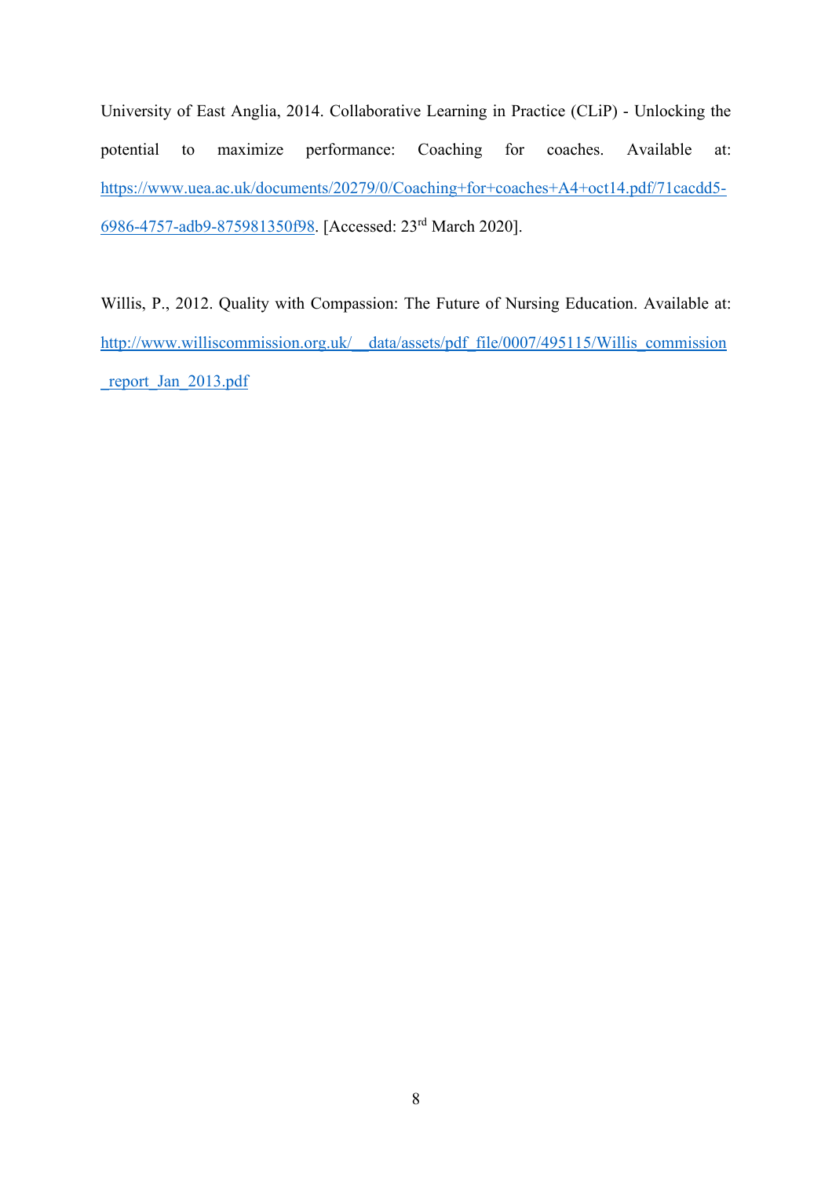University of East Anglia, 2014. Collaborative Learning in Practice (CLiP) - Unlocking the potential to maximize performance: Coaching for coaches. Available at: https://www.uea.ac.uk/documents/20279/0/Coaching+for+coaches+A4+oct14.pdf/71cacdd5-6986-4757-adb9-875981350f98. [Accessed: 23rd March 2020].

Willis, P., 2012. Quality with Compassion: The Future of Nursing Education. Available at: http://www.williscommission.org.uk/__data/assets/pdf_file/0007/495115/Willis_commission_report_Jan_2013.pdf